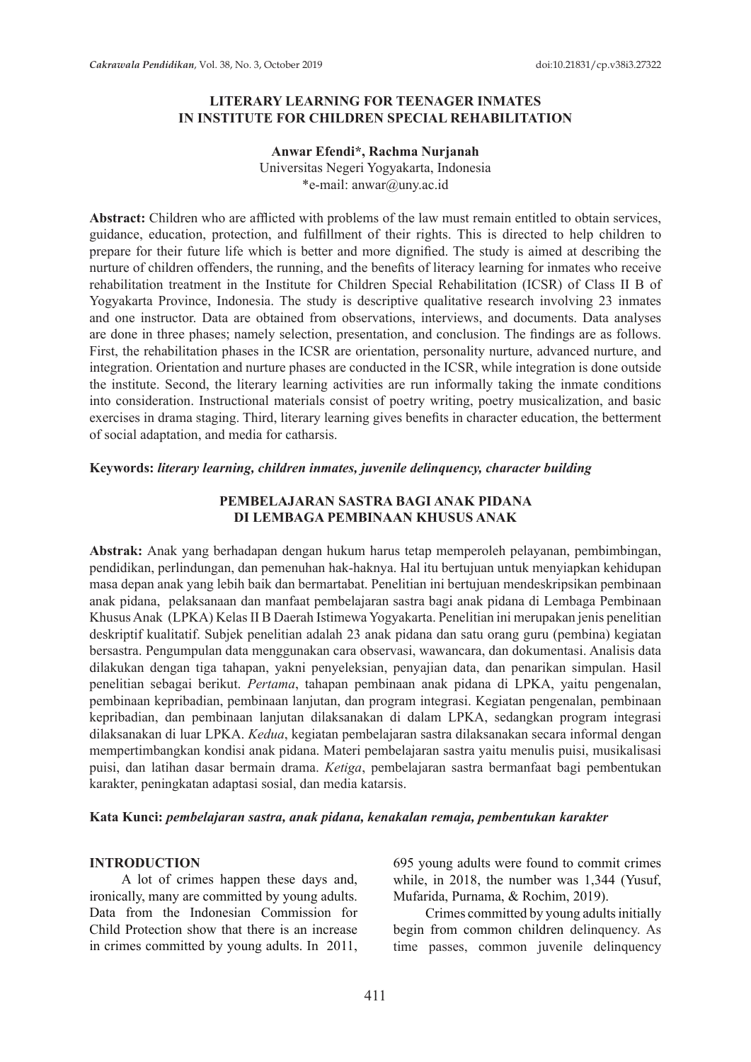# LITERARY LEARNING FOR TEENAGER INMATES IN INSTITUTE FOR CHILDREN SPECIAL REHABILITATION

**Anwar Efendi\*, Rachma Nurjanah**
Universitas Negeri Yogyakarta, Indonesia
\*e-mail: anwar@uny.ac.id

**Abstract:** Children who are afflicted with problems of the law must remain entitled to obtain services, guidance, education, protection, and fulfillment of their rights. This is directed to help children to prepare for their future life which is better and more dignified. The study is aimed at describing the nurture of children offenders, the running, and the benefits of literacy learning for inmates who receive rehabilitation treatment in the Institute for Children Special Rehabilitation (ICSR) of Class II B of Yogyakarta Province, Indonesia. The study is descriptive qualitative research involving 23 inmates and one instructor. Data are obtained from observations, interviews, and documents. Data analyses are done in three phases; namely selection, presentation, and conclusion. The findings are as follows. First, the rehabilitation phases in the ICSR are orientation, personality nurture, advanced nurture, and integration. Orientation and nurture phases are conducted in the ICSR, while integration is done outside the institute. Second, the literary learning activities are run informally taking the inmate conditions into consideration. Instructional materials consist of poetry writing, poetry musicalization, and basic exercises in drama staging. Third, literary learning gives benefits in character education, the betterment of social adaptation, and media for catharsis.

**Keywords:** *literary learning, children inmates, juvenile delinquency, character building*

# PEMBELAJARAN SASTRA BAGI ANAK PIDANA DI LEMBAGA PEMBINAAN KHUSUS ANAK

**Abstrak:** Anak yang berhadapan dengan hukum harus tetap memperoleh pelayanan, pembimbingan, pendidikan, perlindungan, dan pemenuhan hak-haknya. Hal itu bertujuan untuk menyiapkan kehidupan masa depan anak yang lebih baik dan bermartabat. Penelitian ini bertujuan mendeskripsikan pembinaan anak pidana, pelaksanaan dan manfaat pembelajaran sastra bagi anak pidana di Lembaga Pembinaan Khusus Anak (LPKA) Kelas II B Daerah Istimewa Yogyakarta. Penelitian ini merupakan jenis penelitian deskriptif kualitatif. Subjek penelitian adalah 23 anak pidana dan satu orang guru (pembina) kegiatan bersastra. Pengumpulan data menggunakan cara observasi, wawancara, dan dokumentasi. Analisis data dilakukan dengan tiga tahapan, yakni penyeleksian, penyajian data, dan penarikan simpulan. Hasil penelitian sebagai berikut. *Pertama*, tahapan pembinaan anak pidana di LPKA, yaitu pengenalan, pembinaan kepribadian, pembinaan lanjutan, dan program integrasi. Kegiatan pengenalan, pembinaan kepribadian, dan pembinaan lanjutan dilaksanakan di dalam LPKA, sedangkan program integrasi dilaksanakan di luar LPKA. *Kedua*, kegiatan pembelajaran sastra dilaksanakan secara informal dengan mempertimbangkan kondisi anak pidana. Materi pembelajaran sastra yaitu menulis puisi, musikalisasi puisi, dan latihan dasar bermain drama. *Ketiga*, pembelajaran sastra bermanfaat bagi pembentukan karakter, peningkatan adaptasi sosial, dan media katarsis.

**Kata Kunci:** *pembelajaran sastra, anak pidana, kenakalan remaja, pembentukan karakter*

## INTRODUCTION

A lot of crimes happen these days and, ironically, many are committed by young adults. Data from the Indonesian Commission for Child Protection show that there is an increase in crimes committed by young adults. In 2011, 695 young adults were found to commit crimes while, in 2018, the number was 1,344 (Yusuf, Mufarida, Purnama, & Rochim, 2019).

Crimes committed by young adults initially begin from common children delinquency. As time passes, common juvenile delinquency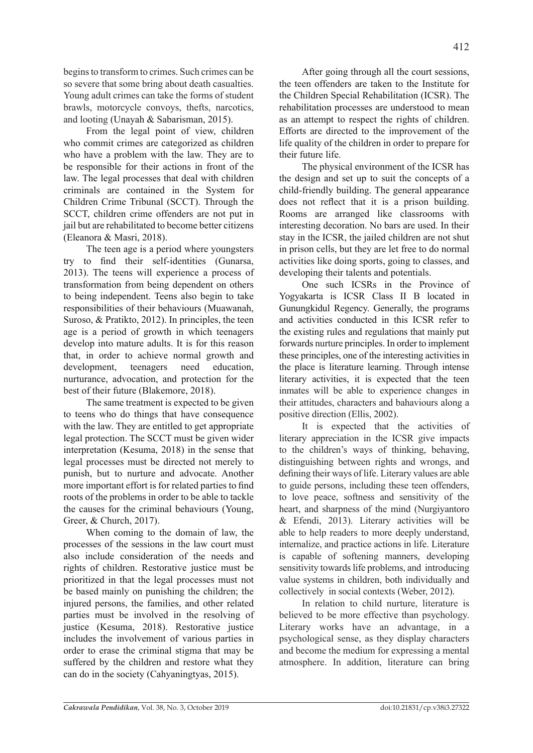begins to transform to crimes. Such crimes can be so severe that some bring about death casualties. Young adult crimes can take the forms of student brawls, motorcycle convoys, thefts, narcotics, and looting (Unayah & Sabarisman, 2015).

From the legal point of view, children who commit crimes are categorized as children who have a problem with the law. They are to be responsible for their actions in front of the law. The legal processes that deal with children criminals are contained in the System for Children Crime Tribunal (SCCT). Through the SCCT, children crime offenders are not put in jail but are rehabilitated to become better citizens (Eleanora & Masri, 2018).

The teen age is a period where youngsters try to find their self-identities (Gunarsa, 2013). The teens will experience a process of transformation from being dependent on others to being independent. Teens also begin to take responsibilities of their behaviours (Muawanah, Suroso, & Pratikto, 2012). In principles, the teen age is a period of growth in which teenagers develop into mature adults. It is for this reason that, in order to achieve normal growth and development, teenagers need education, nurturance, advocation, and protection for the best of their future (Blakemore, 2018).

The same treatment is expected to be given to teens who do things that have consequence with the law. They are entitled to get appropriate legal protection. The SCCT must be given wider interpretation (Kesuma, 2018) in the sense that legal processes must be directed not merely to punish, but to nurture and advocate. Another more important effort is for related parties to find roots of the problems in order to be able to tackle the causes for the criminal behaviours (Young, Greer, & Church, 2017).

When coming to the domain of law, the processes of the sessions in the law court must also include consideration of the needs and rights of children. Restorative justice must be prioritized in that the legal processes must not be based mainly on punishing the children; the injured persons, the families, and other related parties must be involved in the resolving of justice (Kesuma, 2018). Restorative justice includes the involvement of various parties in order to erase the criminal stigma that may be suffered by the children and restore what they can do in the society (Cahyaningtyas, 2015).

After going through all the court sessions, the teen offenders are taken to the Institute for the Children Special Rehabilitation (ICSR). The rehabilitation processes are understood to mean as an attempt to respect the rights of children. Efforts are directed to the improvement of the life quality of the children in order to prepare for their future life.

The physical environment of the ICSR has the design and set up to suit the concepts of a child-friendly building. The general appearance does not reflect that it is a prison building. Rooms are arranged like classrooms with interesting decoration. No bars are used. In their stay in the ICSR, the jailed children are not shut in prison cells, but they are let free to do normal activities like doing sports, going to classes, and developing their talents and potentials.

One such ICSRs in the Province of Yogyakarta is ICSR Class II B located in Gunungkidul Regency. Generally, the programs and activities conducted in this ICSR refer to the existing rules and regulations that mainly put forwards nurture principles. In order to implement these principles, one of the interesting activities in the place is literature learning. Through intense literary activities, it is expected that the teen inmates will be able to experience changes in their attitudes, characters and bahaviours along a positive direction (Ellis, 2002).

It is expected that the activities of literary appreciation in the ICSR give impacts to the children's ways of thinking, behaving, distinguishing between rights and wrongs, and defining their ways of life. Literary values are able to guide persons, including these teen offenders, to love peace, softness and sensitivity of the heart, and sharpness of the mind (Nurgiyantoro & Efendi, 2013). Literary activities will be able to help readers to more deeply understand, internalize, and practice actions in life. Literature is capable of softening manners, developing sensitivity towards life problems, and introducing value systems in children, both individually and collectively in social contexts (Weber, 2012).

In relation to child nurture, literature is believed to be more effective than psychology. Literary works have an advantage, in a psychological sense, as they display characters and become the medium for expressing a mental atmosphere. In addition, literature can bring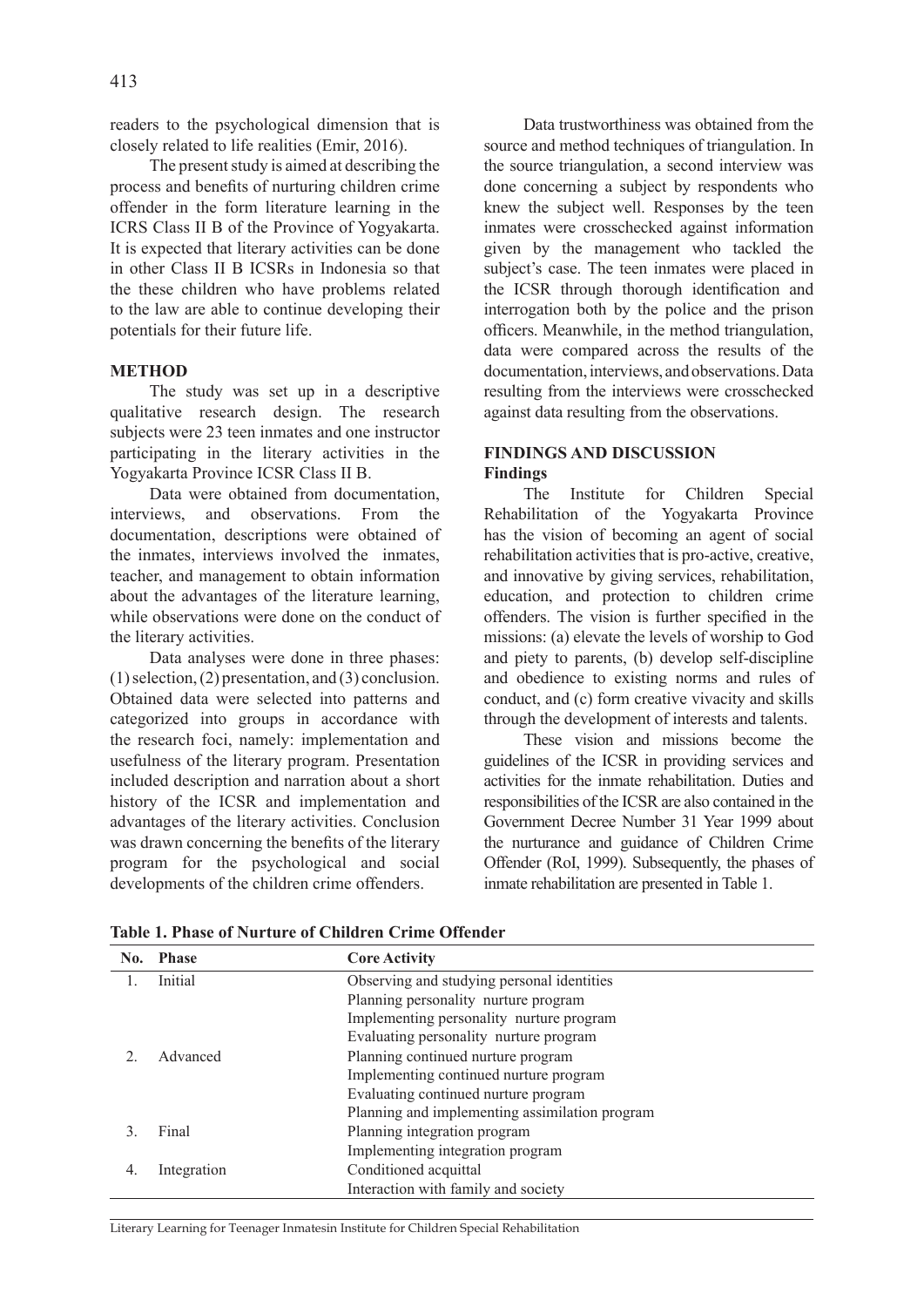readers to the psychological dimension that is closely related to life realities (Emir, 2016).

The present study is aimed at describing the process and benefits of nurturing children crime offender in the form literature learning in the ICRS Class II B of the Province of Yogyakarta. It is expected that literary activities can be done in other Class II B ICSRs in Indonesia so that the these children who have problems related to the law are able to continue developing their potentials for their future life.

## METHOD

The study was set up in a descriptive qualitative research design. The research subjects were 23 teen inmates and one instructor participating in the literary activities in the Yogyakarta Province ICSR Class II B.

Data were obtained from documentation, interviews, and observations. From the documentation, descriptions were obtained of the inmates, interviews involved the inmates, teacher, and management to obtain information about the advantages of the literature learning, while observations were done on the conduct of the literary activities.

Data analyses were done in three phases: (1) selection, (2) presentation, and (3) conclusion. Obtained data were selected into patterns and categorized into groups in accordance with the research foci, namely: implementation and usefulness of the literary program. Presentation included description and narration about a short history of the ICSR and implementation and advantages of the literary activities. Conclusion was drawn concerning the benefits of the literary program for the psychological and social developments of the children crime offenders.

Data trustworthiness was obtained from the source and method techniques of triangulation. In the source triangulation, a second interview was done concerning a subject by respondents who knew the subject well. Responses by the teen inmates were crosschecked against information given by the management who tackled the subject's case. The teen inmates were placed in the ICSR through thorough identification and interrogation both by the police and the prison officers. Meanwhile, in the method triangulation, data were compared across the results of the documentation, interviews, and observations. Data resulting from the interviews were crosschecked against data resulting from the observations.

## FINDINGS AND DISCUSSION

### Findings

The Institute for Children Special Rehabilitation of the Yogyakarta Province has the vision of becoming an agent of social rehabilitation activities that is pro-active, creative, and innovative by giving services, rehabilitation, education, and protection to children crime offenders. The vision is further specified in the missions: (a) elevate the levels of worship to God and piety to parents, (b) develop self-discipline and obedience to existing norms and rules of conduct, and (c) form creative vivacity and skills through the development of interests and talents.

These vision and missions become the guidelines of the ICSR in providing services and activities for the inmate rehabilitation. Duties and responsibilities of the ICSR are also contained in the Government Decree Number 31 Year 1999 about the nurturance and guidance of Children Crime Offender (RoI, 1999). Subsequently, the phases of inmate rehabilitation are presented in Table 1.

**Table 1. Phase of Nurture of Children Crime Offender**

| No. | Phase | Core Activity |
|---|---|---|
| 1. | Initial | Observing and studying personal identities |
| | | Planning personality nurture program |
| | | Implementing personality nurture program |
| | | Evaluating personality nurture program |
| 2. | Advanced | Planning continued nurture program |
| | | Implementing continued nurture program |
| | | Evaluating continued nurture program |
| | | Planning and implementing assimilation program |
| 3. | Final | Planning integration program |
| | | Implementing integration program |
| 4. | Integration | Conditioned acquittal |
| | | Interaction with family and society |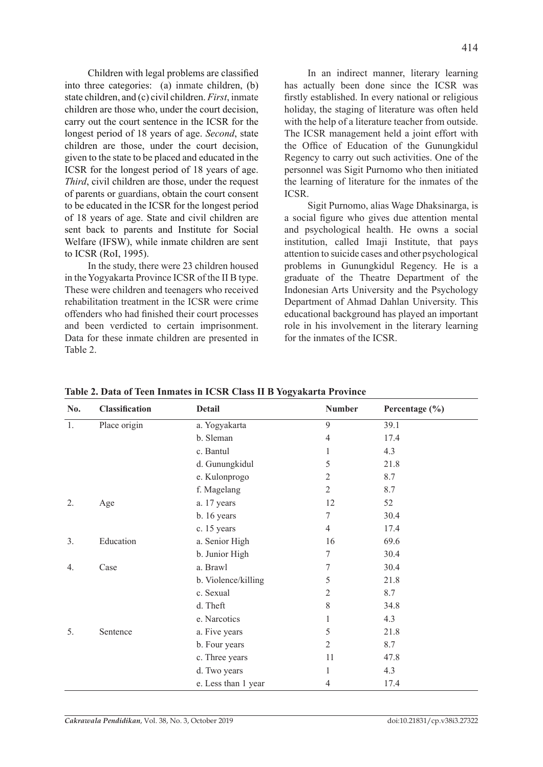Children with legal problems are classified into three categories: (a) inmate children, (b) state children, and (c) civil children. *First*, inmate children are those who, under the court decision, carry out the court sentence in the ICSR for the longest period of 18 years of age. *Second*, state children are those, under the court decision, given to the state to be placed and educated in the ICSR for the longest period of 18 years of age. *Third*, civil children are those, under the request of parents or guardians, obtain the court consent to be educated in the ICSR for the longest period of 18 years of age. State and civil children are sent back to parents and Institute for Social Welfare (IFSW), while inmate children are sent to ICSR (RoI, 1995).

In the study, there were 23 children housed in the Yogyakarta Province ICSR of the II B type. These were children and teenagers who received rehabilitation treatment in the ICSR were crime offenders who had finished their court processes and been verdicted to certain imprisonment. Data for these inmate children are presented in Table 2.

In an indirect manner, literary learning has actually been done since the ICSR was firstly established. In every national or religious holiday, the staging of literature was often held with the help of a literature teacher from outside. The ICSR management held a joint effort with the Office of Education of the Gunungkidul Regency to carry out such activities. One of the personnel was Sigit Purnomo who then initiated the learning of literature for the inmates of the ICSR.

Sigit Purnomo, alias Wage Dhaksinarga, is a social figure who gives due attention mental and psychological health. He owns a social institution, called Imaji Institute, that pays attention to suicide cases and other psychological problems in Gunungkidul Regency. He is a graduate of the Theatre Department of the Indonesian Arts University and the Psychology Department of Ahmad Dahlan University. This educational background has played an important role in his involvement in the literary learning for the inmates of the ICSR.

**Table 2. Data of Teen Inmates in ICSR Class II B Yogyakarta Province**

| No. | Classification | Detail | Number | Percentage (%) |
|---|---|---|---|---|
| 1. | Place origin | a. Yogyakarta | 9 | 39.1 |
| | | b. Sleman | 4 | 17.4 |
| | | c. Bantul | 1 | 4.3 |
| | | d. Gunungkidul | 5 | 21.8 |
| | | e. Kulonprogo | 2 | 8.7 |
| | | f. Magelang | 2 | 8.7 |
| 2. | Age | a. 17 years | 12 | 52 |
| | | b. 16 years | 7 | 30.4 |
| | | c. 15 years | 4 | 17.4 |
| 3. | Education | a. Senior High | 16 | 69.6 |
| | | b. Junior High | 7 | 30.4 |
| 4. | Case | a. Brawl | 7 | 30.4 |
| | | b. Violence/killing | 5 | 21.8 |
| | | c. Sexual | 2 | 8.7 |
| | | d. Theft | 8 | 34.8 |
| | | e. Narcotics | 1 | 4.3 |
| 5. | Sentence | a. Five years | 5 | 21.8 |
| | | b. Four years | 2 | 8.7 |
| | | c. Three years | 11 | 47.8 |
| | | d. Two years | 1 | 4.3 |
| | | e. Less than 1 year | 4 | 17.4 |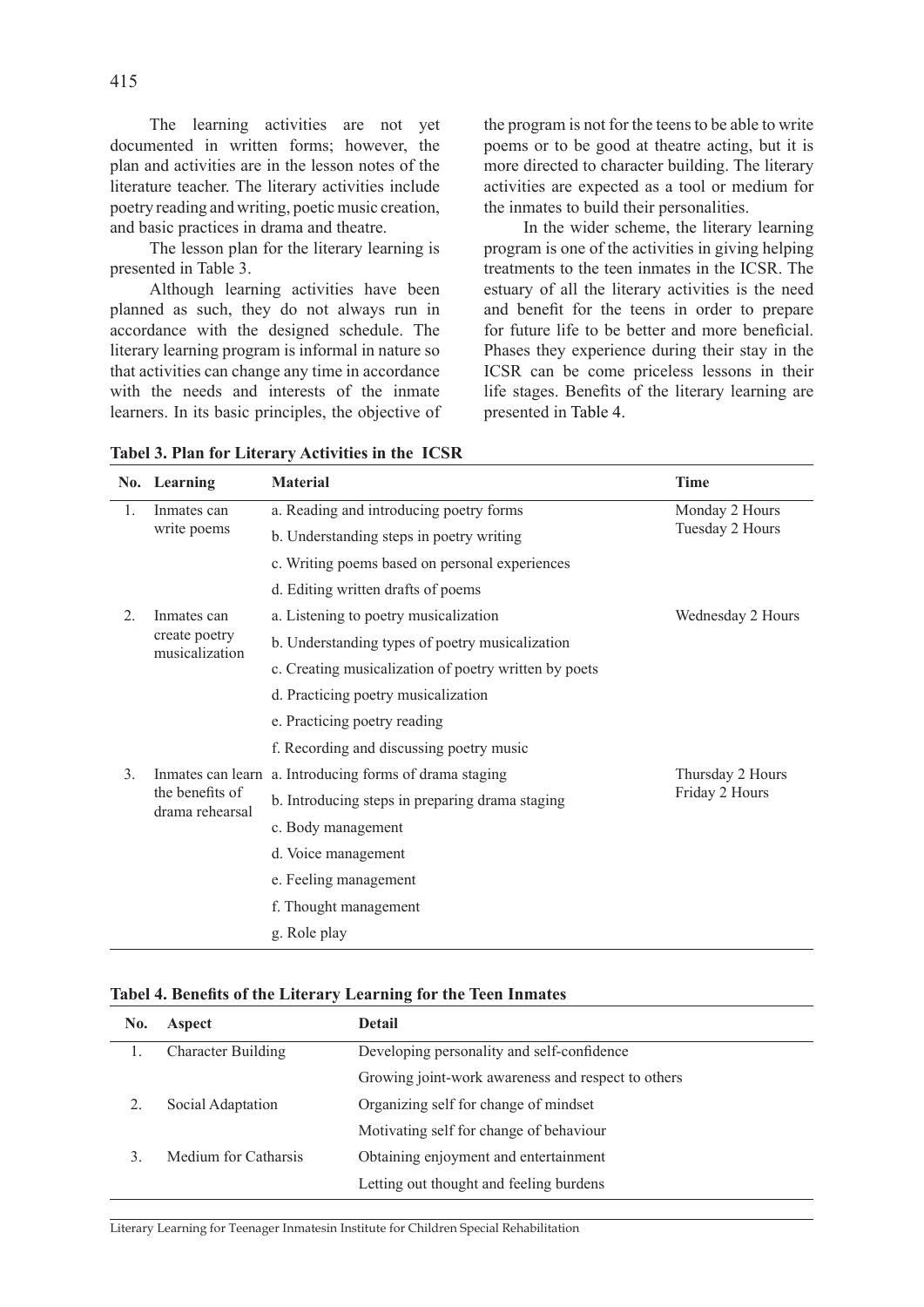The learning activities are not yet documented in written forms; however, the plan and activities are in the lesson notes of the literature teacher. The literary activities include poetry reading and writing, poetic music creation, and basic practices in drama and theatre.

The lesson plan for the literary learning is presented in Table 3.

Although learning activities have been planned as such, they do not always run in accordance with the designed schedule. The literary learning program is informal in nature so that activities can change any time in accordance with the needs and interests of the inmate learners. In its basic principles, the objective of the program is not for the teens to be able to write poems or to be good at theatre acting, but it is more directed to character building. The literary activities are expected as a tool or medium for the inmates to build their personalities.

In the wider scheme, the literary learning program is one of the activities in giving helping treatments to the teen inmates in the ICSR. The estuary of all the literary activities is the need and benefit for the teens in order to prepare for future life to be better and more beneficial. Phases they experience during their stay in the ICSR can be come priceless lessons in their life stages. Benefits of the literary learning are presented in Table 4.

**Tabel 3. Plan for Literary Activities in the ICSR**

| No. | Learning | Material | Time |
|---|---|---|---|
| 1. | Inmates can write poems | a. Reading and introducing poetry forms | Monday 2 Hours Tuesday 2 Hours |
| | | b. Understanding steps in poetry writing | |
| | | c. Writing poems based on personal experiences | |
| | | d. Editing written drafts of poems | |
| 2. | Inmates can create poetry musicalization | a. Listening to poetry musicalization | Wednesday 2 Hours |
| | | b. Understanding types of poetry musicalization | |
| | | c. Creating musicalization of poetry written by poets | |
| | | d. Practicing poetry musicalization | |
| | | e. Practicing poetry reading | |
| | | f. Recording and discussing poetry music | |
| 3. | Inmates can learn the benefits of drama rehearsal | a. Introducing forms of drama staging | Thursday 2 Hours Friday 2 Hours |
| | | b. Introducing steps in preparing drama staging | |
| | | c. Body management | |
| | | d. Voice management | |
| | | e. Feeling management | |
| | | f. Thought management | |
| | | g. Role play | |

**Tabel 4. Benefits of the Literary Learning for the Teen Inmates**

| No. | Aspect | Detail |
|---|---|---|
| 1. | Character Building | Developing personality and self-confidence |
| | | Growing joint-work awareness and respect to others |
| 2. | Social Adaptation | Organizing self for change of mindset |
| | | Motivating self for change of behaviour |
| 3. | Medium for Catharsis | Obtaining enjoyment and entertainment |
| | | Letting out thought and feeling burdens |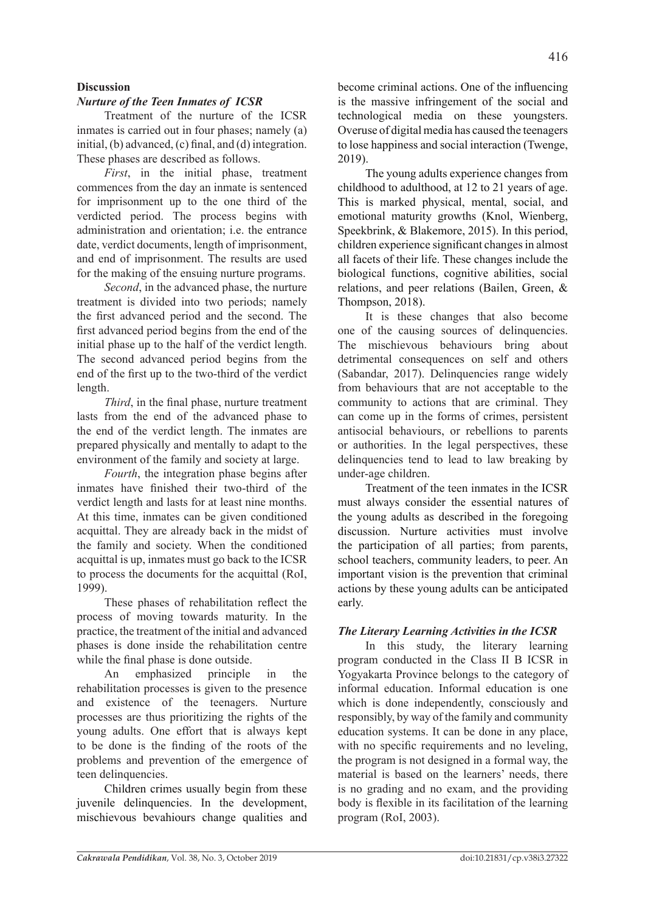## Discussion

### *Nurture of the Teen Inmates of ICSR*

Treatment of the nurture of the ICSR inmates is carried out in four phases; namely (a) initial, (b) advanced, (c) final, and (d) integration. These phases are described as follows.

*First*, in the initial phase, treatment commences from the day an inmate is sentenced for imprisonment up to the one third of the verdicted period. The process begins with administration and orientation; i.e. the entrance date, verdict documents, length of imprisonment, and end of imprisonment. The results are used for the making of the ensuing nurture programs.

*Second*, in the advanced phase, the nurture treatment is divided into two periods; namely the first advanced period and the second. The first advanced period begins from the end of the initial phase up to the half of the verdict length. The second advanced period begins from the end of the first up to the two-third of the verdict length.

*Third*, in the final phase, nurture treatment lasts from the end of the advanced phase to the end of the verdict length. The inmates are prepared physically and mentally to adapt to the environment of the family and society at large.

*Fourth*, the integration phase begins after inmates have finished their two-third of the verdict length and lasts for at least nine months. At this time, inmates can be given conditioned acquittal. They are already back in the midst of the family and society. When the conditioned acquittal is up, inmates must go back to the ICSR to process the documents for the acquittal (RoI, 1999).

These phases of rehabilitation reflect the process of moving towards maturity. In the practice, the treatment of the initial and advanced phases is done inside the rehabilitation centre while the final phase is done outside.

An emphasized principle in the rehabilitation processes is given to the presence and existence of the teenagers. Nurture processes are thus prioritizing the rights of the young adults. One effort that is always kept to be done is the finding of the roots of the problems and prevention of the emergence of teen delinquencies.

Children crimes usually begin from these juvenile delinquencies. In the development, mischievous bevahiours change qualities and become criminal actions. One of the influencing is the massive infringement of the social and technological media on these youngsters. Overuse of digital media has caused the teenagers to lose happiness and social interaction (Twenge, 2019).

The young adults experience changes from childhood to adulthood, at 12 to 21 years of age. This is marked physical, mental, social, and emotional maturity growths (Knol, Wienberg, Speekbrink, & Blakemore, 2015). In this period, children experience significant changes in almost all facets of their life. These changes include the biological functions, cognitive abilities, social relations, and peer relations (Bailen, Green, & Thompson, 2018).

It is these changes that also become one of the causing sources of delinquencies. The mischievous behaviours bring about detrimental consequences on self and others (Sabandar, 2017). Delinquencies range widely from behaviours that are not acceptable to the community to actions that are criminal. They can come up in the forms of crimes, persistent antisocial behaviours, or rebellions to parents or authorities. In the legal perspectives, these delinquencies tend to lead to law breaking by under-age children.

Treatment of the teen inmates in the ICSR must always consider the essential natures of the young adults as described in the foregoing discussion. Nurture activities must involve the participation of all parties; from parents, school teachers, community leaders, to peer. An important vision is the prevention that criminal actions by these young adults can be anticipated early.

### *The Literary Learning Activities in the ICSR*

In this study, the literary learning program conducted in the Class II B ICSR in Yogyakarta Province belongs to the category of informal education. Informal education is one which is done independently, consciously and responsibly, by way of the family and community education systems. It can be done in any place, with no specific requirements and no leveling, the program is not designed in a formal way, the material is based on the learners' needs, there is no grading and no exam, and the providing body is flexible in its facilitation of the learning program (RoI, 2003).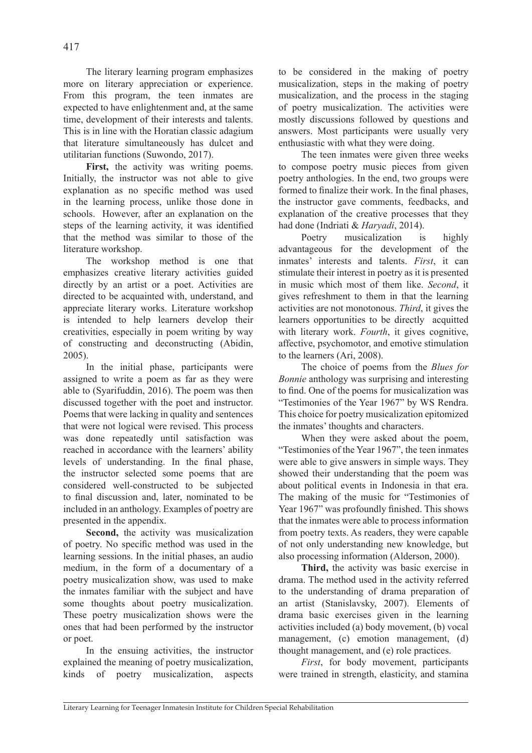The literary learning program emphasizes more on literary appreciation or experience. From this program, the teen inmates are expected to have enlightenment and, at the same time, development of their interests and talents. This is in line with the Horatian classic adagium that literature simultaneously has dulcet and utilitarian functions (Suwondo, 2017).

**First,** the activity was writing poems. Initially, the instructor was not able to give explanation as no specific method was used in the learning process, unlike those done in schools. However, after an explanation on the steps of the learning activity, it was identified that the method was similar to those of the literature workshop.

The workshop method is one that emphasizes creative literary activities guided directly by an artist or a poet. Activities are directed to be acquainted with, understand, and appreciate literary works. Literature workshop is intended to help learners develop their creativities, especially in poem writing by way of constructing and deconstructing (Abidin, 2005).

In the initial phase, participants were assigned to write a poem as far as they were able to (Syarifuddin, 2016). The poem was then discussed together with the poet and instructor. Poems that were lacking in quality and sentences that were not logical were revised. This process was done repeatedly until satisfaction was reached in accordance with the learners' ability levels of understanding. In the final phase, the instructor selected some poems that are considered well-constructed to be subjected to final discussion and, later, nominated to be included in an anthology. Examples of poetry are presented in the appendix.

**Second,** the activity was musicalization of poetry. No specific method was used in the learning sessions. In the initial phases, an audio medium, in the form of a documentary of a poetry musicalization show, was used to make the inmates familiar with the subject and have some thoughts about poetry musicalization. These poetry musicalization shows were the ones that had been performed by the instructor or poet.

In the ensuing activities, the instructor explained the meaning of poetry musicalization, kinds of poetry musicalization, aspects to be considered in the making of poetry musicalization, steps in the making of poetry musicalization, and the process in the staging of poetry musicalization. The activities were mostly discussions followed by questions and answers. Most participants were usually very enthusiastic with what they were doing.

The teen inmates were given three weeks to compose poetry music pieces from given poetry anthologies. In the end, two groups were formed to finalize their work. In the final phases, the instructor gave comments, feedbacks, and explanation of the creative processes that they had done (Indriati & *Haryadi*, 2014).

Poetry musicalization is highly advantageous for the development of the inmates' interests and talents. *First*, it can stimulate their interest in poetry as it is presented in music which most of them like. *Second*, it gives refreshment to them in that the learning activities are not monotonous. *Third*, it gives the learners opportunities to be directly acquitted with literary work. *Fourth*, it gives cognitive, affective, psychomotor, and emotive stimulation to the learners (Ari, 2008).

The choice of poems from the *Blues for Bonnie* anthology was surprising and interesting to find. One of the poems for musicalization was "Testimonies of the Year 1967" by WS Rendra. This choice for poetry musicalization epitomized the inmates' thoughts and characters.

When they were asked about the poem, "Testimonies of the Year 1967", the teen inmates were able to give answers in simple ways. They showed their understanding that the poem was about political events in Indonesia in that era. The making of the music for "Testimonies of Year 1967" was profoundly finished. This shows that the inmates were able to process information from poetry texts. As readers, they were capable of not only understanding new knowledge, but also processing information (Alderson, 2000).

**Third,** the activity was basic exercise in drama. The method used in the activity referred to the understanding of drama preparation of an artist (Stanislavsky, 2007). Elements of drama basic exercises given in the learning activities included (a) body movement, (b) vocal management, (c) emotion management, (d) thought management, and (e) role practices.

*First*, for body movement, participants were trained in strength, elasticity, and stamina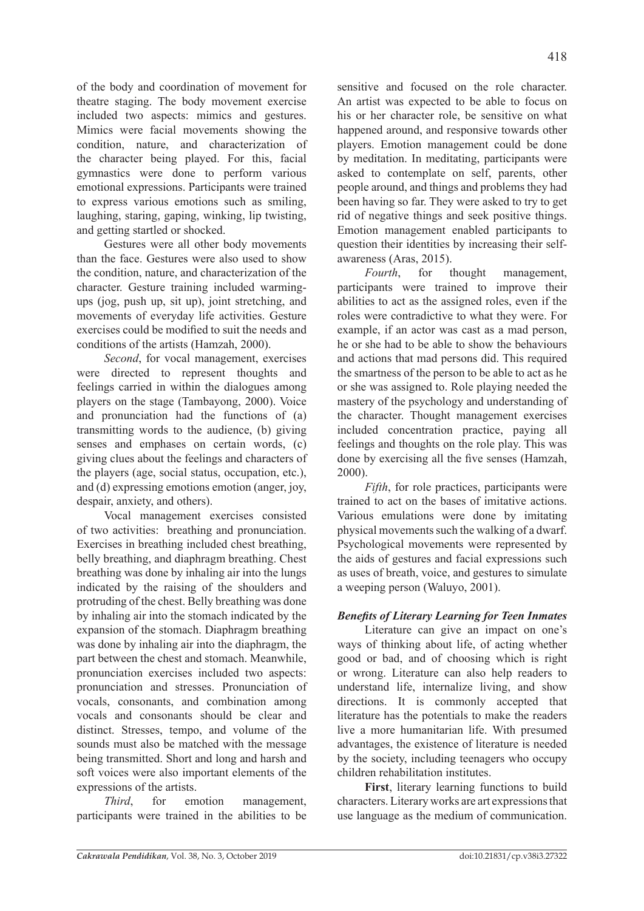of the body and coordination of movement for theatre staging. The body movement exercise included two aspects: mimics and gestures. Mimics were facial movements showing the condition, nature, and characterization of the character being played. For this, facial gymnastics were done to perform various emotional expressions. Participants were trained to express various emotions such as smiling, laughing, staring, gaping, winking, lip twisting, and getting startled or shocked.

Gestures were all other body movements than the face. Gestures were also used to show the condition, nature, and characterization of the character. Gesture training included warming-ups (jog, push up, sit up), joint stretching, and movements of everyday life activities. Gesture exercises could be modified to suit the needs and conditions of the artists (Hamzah, 2000).

*Second*, for vocal management, exercises were directed to represent thoughts and feelings carried in within the dialogues among players on the stage (Tambayong, 2000). Voice and pronunciation had the functions of (a) transmitting words to the audience, (b) giving senses and emphases on certain words, (c) giving clues about the feelings and characters of the players (age, social status, occupation, etc.), and (d) expressing emotions emotion (anger, joy, despair, anxiety, and others).

Vocal management exercises consisted of two activities: breathing and pronunciation. Exercises in breathing included chest breathing, belly breathing, and diaphragm breathing. Chest breathing was done by inhaling air into the lungs indicated by the raising of the shoulders and protruding of the chest. Belly breathing was done by inhaling air into the stomach indicated by the expansion of the stomach. Diaphragm breathing was done by inhaling air into the diaphragm, the part between the chest and stomach. Meanwhile, pronunciation exercises included two aspects: pronunciation and stresses. Pronunciation of vocals, consonants, and combination among vocals and consonants should be clear and distinct. Stresses, tempo, and volume of the sounds must also be matched with the message being transmitted. Short and long and harsh and soft voices were also important elements of the expressions of the artists.

*Third*, for emotion management, participants were trained in the abilities to be sensitive and focused on the role character. An artist was expected to be able to focus on his or her character role, be sensitive on what happened around, and responsive towards other players. Emotion management could be done by meditation. In meditating, participants were asked to contemplate on self, parents, other people around, and things and problems they had been having so far. They were asked to try to get rid of negative things and seek positive things. Emotion management enabled participants to question their identities by increasing their self-awareness (Aras, 2015).

*Fourth*, for thought management, participants were trained to improve their abilities to act as the assigned roles, even if the roles were contradictive to what they were. For example, if an actor was cast as a mad person, he or she had to be able to show the behaviours and actions that mad persons did. This required the smartness of the person to be able to act as he or she was assigned to. Role playing needed the mastery of the psychology and understanding of the character. Thought management exercises included concentration practice, paying all feelings and thoughts on the role play. This was done by exercising all the five senses (Hamzah, 2000).

*Fifth*, for role practices, participants were trained to act on the bases of imitative actions. Various emulations were done by imitating physical movements such the walking of a dwarf. Psychological movements were represented by the aids of gestures and facial expressions such as uses of breath, voice, and gestures to simulate a weeping person (Waluyo, 2001).

### *Benefits of Literary Learning for Teen Inmates*

Literature can give an impact on one's ways of thinking about life, of acting whether good or bad, and of choosing which is right or wrong. Literature can also help readers to understand life, internalize living, and show directions. It is commonly accepted that literature has the potentials to make the readers live a more humanitarian life. With presumed advantages, the existence of literature is needed by the society, including teenagers who occupy children rehabilitation institutes.

**First**, literary learning functions to build characters. Literary works are art expressions that use language as the medium of communication.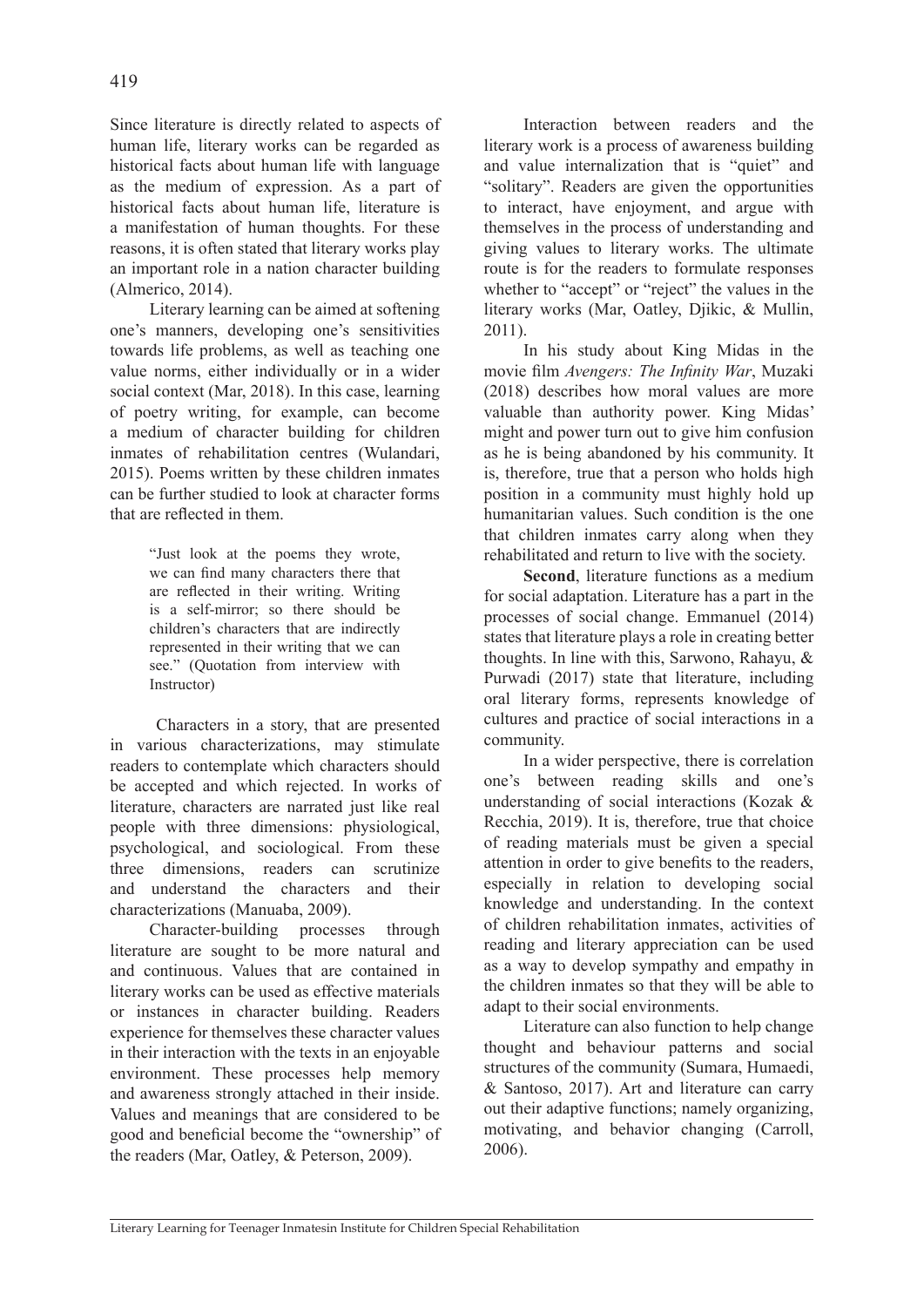Since literature is directly related to aspects of human life, literary works can be regarded as historical facts about human life with language as the medium of expression. As a part of historical facts about human life, literature is a manifestation of human thoughts. For these reasons, it is often stated that literary works play an important role in a nation character building (Almerico, 2014).

Literary learning can be aimed at softening one's manners, developing one's sensitivities towards life problems, as well as teaching one value norms, either individually or in a wider social context (Mar, 2018). In this case, learning of poetry writing, for example, can become a medium of character building for children inmates of rehabilitation centres (Wulandari, 2015). Poems written by these children inmates can be further studied to look at character forms that are reflected in them.

> "Just look at the poems they wrote, we can find many characters there that are reflected in their writing. Writing is a self-mirror; so there should be children's characters that are indirectly represented in their writing that we can see." (Quotation from interview with Instructor)

Characters in a story, that are presented in various characterizations, may stimulate readers to contemplate which characters should be accepted and which rejected. In works of literature, characters are narrated just like real people with three dimensions: physiological, psychological, and sociological. From these three dimensions, readers can scrutinize and understand the characters and their characterizations (Manuaba, 2009).

Character-building processes through literature are sought to be more natural and and continuous. Values that are contained in literary works can be used as effective materials or instances in character building. Readers experience for themselves these character values in their interaction with the texts in an enjoyable environment. These processes help memory and awareness strongly attached in their inside. Values and meanings that are considered to be good and beneficial become the "ownership" of the readers (Mar, Oatley, & Peterson, 2009).

Interaction between readers and the literary work is a process of awareness building and value internalization that is "quiet" and "solitary". Readers are given the opportunities to interact, have enjoyment, and argue with themselves in the process of understanding and giving values to literary works. The ultimate route is for the readers to formulate responses whether to "accept" or "reject" the values in the literary works (Mar, Oatley, Djikic, & Mullin, 2011).

In his study about King Midas in the movie film *Avengers: The Infinity War*, Muzaki (2018) describes how moral values are more valuable than authority power. King Midas' might and power turn out to give him confusion as he is being abandoned by his community. It is, therefore, true that a person who holds high position in a community must highly hold up humanitarian values. Such condition is the one that children inmates carry along when they rehabilitated and return to live with the society.

**Second**, literature functions as a medium for social adaptation. Literature has a part in the processes of social change. Emmanuel (2014) states that literature plays a role in creating better thoughts. In line with this, Sarwono, Rahayu, & Purwadi (2017) state that literature, including oral literary forms, represents knowledge of cultures and practice of social interactions in a community.

In a wider perspective, there is correlation one's between reading skills and one's understanding of social interactions (Kozak & Recchia, 2019). It is, therefore, true that choice of reading materials must be given a special attention in order to give benefits to the readers, especially in relation to developing social knowledge and understanding. In the context of children rehabilitation inmates, activities of reading and literary appreciation can be used as a way to develop sympathy and empathy in the children inmates so that they will be able to adapt to their social environments.

Literature can also function to help change thought and behaviour patterns and social structures of the community (Sumara, Humaedi, & Santoso, 2017). Art and literature can carry out their adaptive functions; namely organizing, motivating, and behavior changing (Carroll, 2006).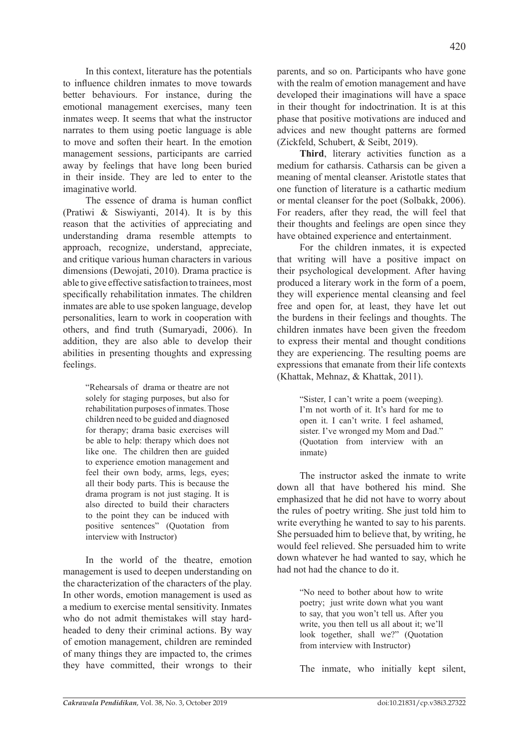In this context, literature has the potentials to influence children inmates to move towards better behaviours. For instance, during the emotional management exercises, many teen inmates weep. It seems that what the instructor narrates to them using poetic language is able to move and soften their heart. In the emotion management sessions, participants are carried away by feelings that have long been buried in their inside. They are led to enter to the imaginative world.

The essence of drama is human conflict (Pratiwi & Siswiyanti, 2014). It is by this reason that the activities of appreciating and understanding drama resemble attempts to approach, recognize, understand, appreciate, and critique various human characters in various dimensions (Dewojati, 2010). Drama practice is able to give effective satisfaction to trainees, most specifically rehabilitation inmates. The children inmates are able to use spoken language, develop personalities, learn to work in cooperation with others, and find truth (Sumaryadi, 2006). In addition, they are also able to develop their abilities in presenting thoughts and expressing feelings.

> "Rehearsals of drama or theatre are not solely for staging purposes, but also for rehabilitation purposes of inmates. Those children need to be guided and diagnosed for therapy; drama basic exercises will be able to help: therapy which does not like one. The children then are guided to experience emotion management and feel their own body, arms, legs, eyes; all their body parts. This is because the drama program is not just staging. It is also directed to build their characters to the point they can be induced with positive sentences" (Quotation from interview with Instructor)

In the world of the theatre, emotion management is used to deepen understanding on the characterization of the characters of the play. In other words, emotion management is used as a medium to exercise mental sensitivity. Inmates who do not admit themistakes will stay hard-headed to deny their criminal actions. By way of emotion management, children are reminded of many things they are impacted to, the crimes they have committed, their wrongs to their parents, and so on. Participants who have gone with the realm of emotion management and have developed their imaginations will have a space in their thought for indoctrination. It is at this phase that positive motivations are induced and advices and new thought patterns are formed (Zickfeld, Schubert, & Seibt, 2019).

**Third**, literary activities function as a medium for catharsis. Catharsis can be given a meaning of mental cleanser. Aristotle states that one function of literature is a cathartic medium or mental cleanser for the poet (Solbakk, 2006). For readers, after they read, the will feel that their thoughts and feelings are open since they have obtained experience and entertainment.

For the children inmates, it is expected that writing will have a positive impact on their psychological development. After having produced a literary work in the form of a poem, they will experience mental cleansing and feel free and open for, at least, they have let out the burdens in their feelings and thoughts. The children inmates have been given the freedom to express their mental and thought conditions they are experiencing. The resulting poems are expressions that emanate from their life contexts (Khattak, Mehnaz, & Khattak, 2011).

> "Sister, I can't write a poem (weeping). I'm not worth of it. It's hard for me to open it. I can't write. I feel ashamed, sister. I've wronged my Mom and Dad." (Quotation from interview with an inmate)

The instructor asked the inmate to write down all that have bothered his mind. She emphasized that he did not have to worry about the rules of poetry writing. She just told him to write everything he wanted to say to his parents. She persuaded him to believe that, by writing, he would feel relieved. She persuaded him to write down whatever he had wanted to say, which he had not had the chance to do it.

> "No need to bother about how to write poetry; just write down what you want to say, that you won't tell us. After you write, you then tell us all about it; we'll look together, shall we?" (Quotation from interview with Instructor)

The inmate, who initially kept silent,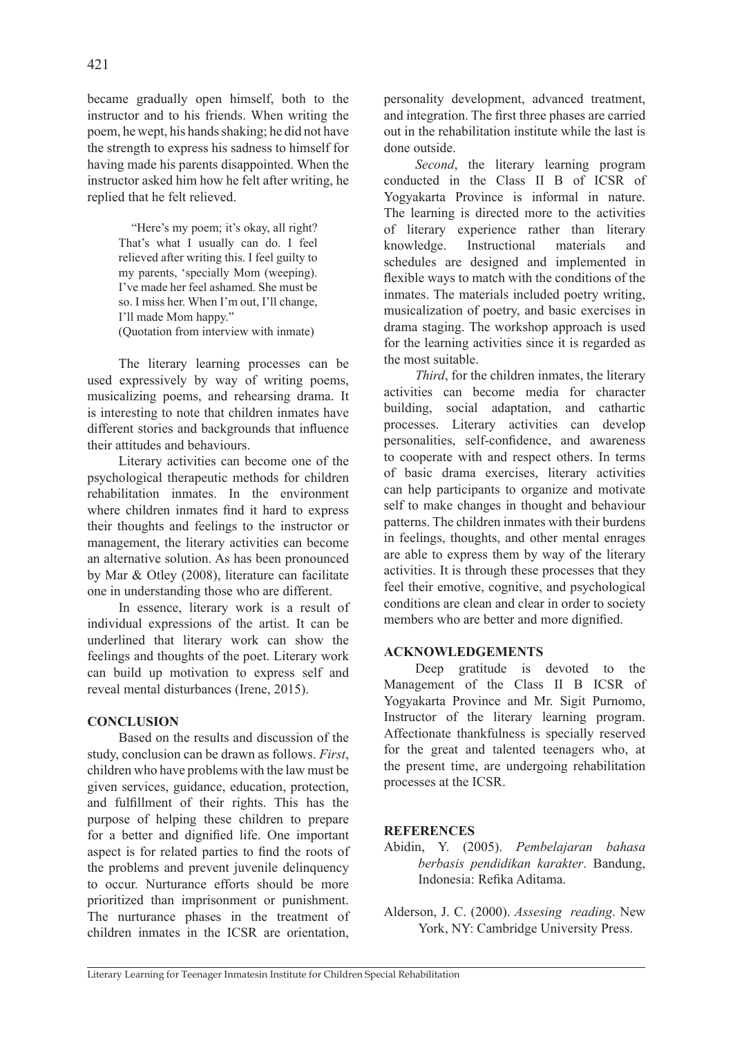became gradually open himself, both to the instructor and to his friends. When writing the poem, he wept, his hands shaking; he did not have the strength to express his sadness to himself for having made his parents disappointed. When the instructor asked him how he felt after writing, he replied that he felt relieved.

> "Here's my poem; it's okay, all right? That's what I usually can do. I feel relieved after writing this. I feel guilty to my parents, 'specially Mom (weeping). I've made her feel ashamed. She must be so. I miss her. When I'm out, I'll change, I'll made Mom happy."
> (Quotation from interview with inmate)

The literary learning processes can be used expressively by way of writing poems, musicalizing poems, and rehearsing drama. It is interesting to note that children inmates have different stories and backgrounds that influence their attitudes and behaviours.

Literary activities can become one of the psychological therapeutic methods for children rehabilitation inmates. In the environment where children inmates find it hard to express their thoughts and feelings to the instructor or management, the literary activities can become an alternative solution. As has been pronounced by Mar & Otley (2008), literature can facilitate one in understanding those who are different.

In essence, literary work is a result of individual expressions of the artist. It can be underlined that literary work can show the feelings and thoughts of the poet. Literary work can build up motivation to express self and reveal mental disturbances (Irene, 2015).

## CONCLUSION

Based on the results and discussion of the study, conclusion can be drawn as follows. *First*, children who have problems with the law must be given services, guidance, education, protection, and fulfillment of their rights. This has the purpose of helping these children to prepare for a better and dignified life. One important aspect is for related parties to find the roots of the problems and prevent juvenile delinquency to occur. Nurturance efforts should be more prioritized than imprisonment or punishment. The nurturance phases in the treatment of children inmates in the ICSR are orientation, personality development, advanced treatment, and integration. The first three phases are carried out in the rehabilitation institute while the last is done outside.

*Second*, the literary learning program conducted in the Class II B of ICSR of Yogyakarta Province is informal in nature. The learning is directed more to the activities of literary experience rather than literary knowledge. Instructional materials and schedules are designed and implemented in flexible ways to match with the conditions of the inmates. The materials included poetry writing, musicalization of poetry, and basic exercises in drama staging. The workshop approach is used for the learning activities since it is regarded as the most suitable.

*Third*, for the children inmates, the literary activities can become media for character building, social adaptation, and cathartic processes. Literary activities can develop personalities, self-confidence, and awareness to cooperate with and respect others. In terms of basic drama exercises, literary activities can help participants to organize and motivate self to make changes in thought and behaviour patterns. The children inmates with their burdens in feelings, thoughts, and other mental enrages are able to express them by way of the literary activities. It is through these processes that they feel their emotive, cognitive, and psychological conditions are clean and clear in order to society members who are better and more dignified.

## ACKNOWLEDGEMENTS

Deep gratitude is devoted to the Management of the Class II B ICSR of Yogyakarta Province and Mr. Sigit Purnomo, Instructor of the literary learning program. Affectionate thankfulness is specially reserved for the great and talented teenagers who, at the present time, are undergoing rehabilitation processes at the ICSR.

## REFERENCES

Abidin, Y. (2005). *Pembelajaran bahasa berbasis pendidikan karakter*. Bandung, Indonesia: Refika Aditama.

Alderson, J. C. (2000). *Assesing reading*. New York, NY: Cambridge University Press.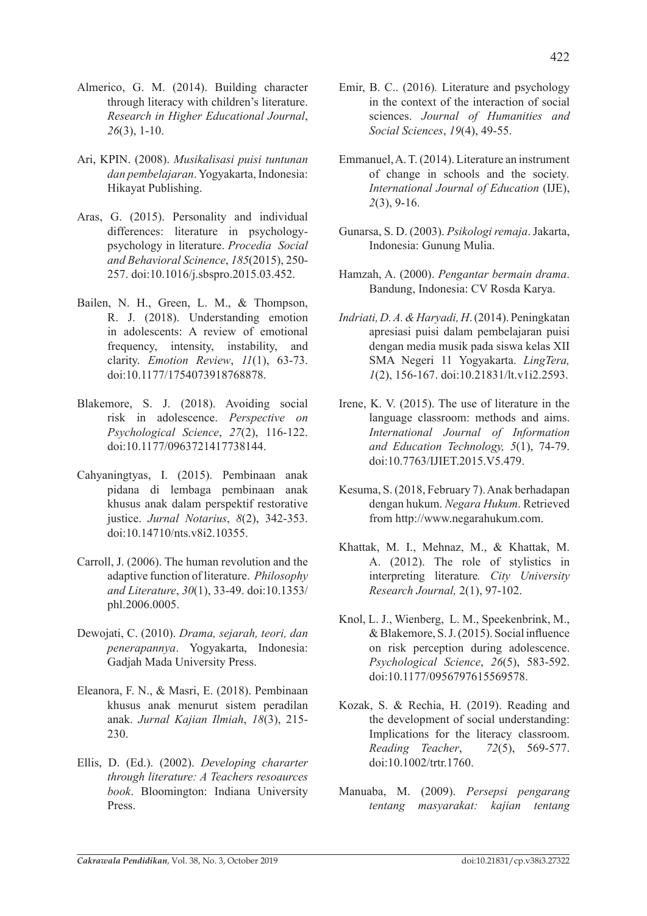Almerico, G. M. (2014). Building character through literacy with children's literature. *Research in Higher Educational Journal*, *26*(3), 1-10.

Ari, KPIN. (2008). *Musikalisasi puisi tuntunan dan pembelajaran*. Yogyakarta, Indonesia: Hikayat Publishing.

Aras, G. (2015). Personality and individual differences: literature in psychology-psychology in literature. *Procedia Social and Behavioral Scinence*, *185*(2015), 250-257. doi:10.1016/j.sbspro.2015.03.452.

Bailen, N. H., Green, L. M., & Thompson, R. J. (2018). Understanding emotion in adolescents: A review of emotional frequency, intensity, instability, and clarity. *Emotion Review*, *11*(1), 63-73. doi:10.1177/1754073918768878.

Blakemore, S. J. (2018). Avoiding social risk in adolescence. *Perspective on Psychological Science*, *27*(2), 116-122. doi:10.1177/0963721417738144.

Cahyaningtyas, I. (2015). Pembinaan anak pidana di lembaga pembinaan anak khusus anak dalam perspektif restorative justice. *Jurnal Notarius*, *8*(2), 342-353. doi:10.14710/nts.v8i2.10355.

Carroll, J. (2006). The human revolution and the adaptive function of literature. *Philosophy and Literature*, *30*(1), 33-49. doi:10.1353/phl.2006.0005.

Dewojati, C. (2010). *Drama, sejarah, teori, dan penerapannya*. Yogyakarta, Indonesia: Gadjah Mada University Press.

Eleanora, F. N., & Masri, E. (2018). Pembinaan khusus anak menurut sistem peradilan anak. *Jurnal Kajian Ilmiah*, *18*(3), 215-230.

Ellis, D. (Ed.). (2002). *Developing chararter through literature: A Teachers resoaurces book*. Bloomington: Indiana University Press.

Emir, B. C.. (2016). Literature and psychology in the context of the interaction of social sciences. *Journal of Humanities and Social Sciences*, *19*(4), 49-55.

Emmanuel, A. T. (2014). Literature an instrument of change in schools and the society. *International Journal of Education* (IJE), *2*(3), 9-16.

Gunarsa, S. D. (2003). *Psikologi remaja*. Jakarta, Indonesia: Gunung Mulia.

Hamzah, A. (2000). *Pengantar bermain drama*. Bandung, Indonesia: CV Rosda Karya.

*Indriati, D. A. & Haryadi, H*. (2014). Peningkatan apresiasi puisi dalam pembelajaran puisi dengan media musik pada siswa kelas XII SMA Negeri 11 Yogyakarta. *LingTera, 1*(2), 156-167. doi:10.21831/lt.v1i2.2593.

Irene, K. V. (2015). The use of literature in the language classroom: methods and aims. *International Journal of Information and Education Technology, 5*(1), 74-79. doi:10.7763/IJIET.2015.V5.479.

Kesuma, S. (2018, February 7). Anak berhadapan dengan hukum. *Negara Hukum*. Retrieved from http://www.negarahukum.com.

Khattak, M. I., Mehnaz, M., & Khattak, M. A. (2012). The role of stylistics in interpreting literature. *City University Research Journal,* 2(1), 97-102.

Knol, L. J., Wienberg, L. M., Speekenbrink, M., & Blakemore, S. J. (2015). Social influence on risk perception during adolescence. *Psychological Science*, *26*(5), 583-592. doi:10.1177/0956797615569578.

Kozak, S. & Rechia, H. (2019). Reading and the development of social understanding: Implications for the literacy classroom. *Reading Teacher*, *72*(5), 569-577. doi:10.1002/trtr.1760.

Manuaba, M. (2009). *Persepsi pengarang tentang masyarakat: kajian tentang*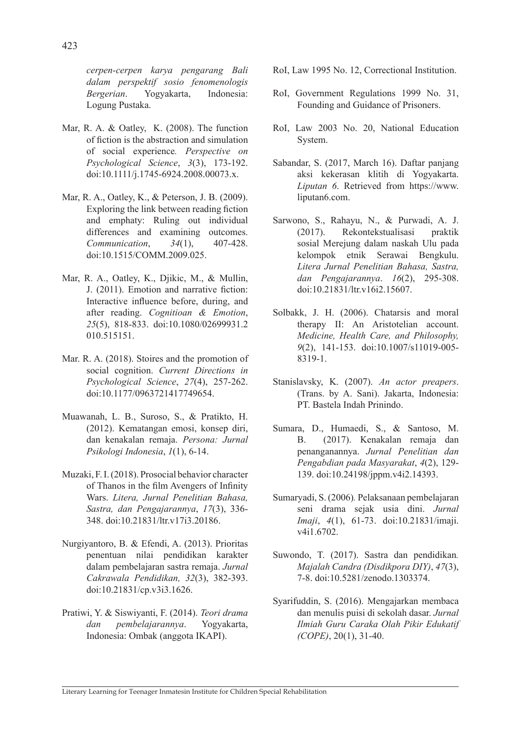*cerpen-cerpen karya pengarang Bali dalam perspektif sosio fenomenologis Bergerian*. Yogyakarta, Indonesia: Logung Pustaka.

Mar, R. A. & Oatley, K. (2008). The function of fiction is the abstraction and simulation of social experience*. Perspective on Psychological Science*, *3*(3), 173-192. doi:10.1111/j.1745-6924.2008.00073.x.

Mar, R. A., Oatley, K., & Peterson, J. B. (2009). Exploring the link between reading fiction and emphaty: Ruling out individual differences and examining outcomes. *Communication*, *34*(1), 407-428. doi:10.1515/COMM.2009.025.

Mar, R. A., Oatley, K., Djikic, M., & Mullin, J. (2011). Emotion and narrative fiction: Interactive influence before, during, and after reading. *Cognitioan & Emotion*, *25*(5), 818-833. doi:10.1080/02699931.2010.515151.

Mar. R. A. (2018). Stoires and the promotion of social cognition. *Current Directions in Psychological Science*, *27*(4), 257-262. doi:10.1177/0963721417749654.

Muawanah, L. B., Suroso, S., & Pratikto, H. (2012). Kematangan emosi, konsep diri, dan kenakalan remaja. *Persona: Jurnal Psikologi Indonesia*, *1*(1), 6-14.

Muzaki, F. I. (2018). Prosocial behavior character of Thanos in the film Avengers of Infinity Wars. *Litera, Jurnal Penelitian Bahasa, Sastra, dan Pengajarannya*, *17*(3), 336-348. doi:10.21831/ltr.v17i3.20186.

Nurgiyantoro, B. & Efendi, A. (2013). Prioritas penentuan nilai pendidikan karakter dalam pembelajaran sastra remaja. *Jurnal Cakrawala Pendidikan, 32*(3), 382-393. doi:10.21831/cp.v3i3.1626.

Pratiwi, Y. & Siswiyanti, F. (2014). *Teori drama dan pembelajarannya*. Yogyakarta, Indonesia: Ombak (anggota IKAPI).

RoI, Law 1995 No. 12, Correctional Institution.

RoI, Government Regulations 1999 No. 31, Founding and Guidance of Prisoners.

RoI, Law 2003 No. 20, National Education System.

Sabandar, S. (2017, March 16). Daftar panjang aksi kekerasan klitih di Yogyakarta. *Liputan 6*. Retrieved from https://www.liputan6.com.

Sarwono, S., Rahayu, N., & Purwadi, A. J. (2017). Rekontekstualisasi praktik sosial Merejung dalam naskah Ulu pada kelompok etnik Serawai Bengkulu. *Litera Jurnal Penelitian Bahasa, Sastra, dan Pengajarannya*. *16*(2), 295-308. doi:10.21831/ltr.v16i2.15607.

Solbakk, J. H. (2006). Chatarsis and moral therapy II: An Aristotelian account. *Medicine, Health Care, and Philosophy, 9*(2), 141-153. doi:10.1007/s11019-005-8319-1.

Stanislavsky, K. (2007). *An actor preapers*. (Trans. by A. Sani). Jakarta, Indonesia: PT. Bastela Indah Prinindo.

Sumara, D., Humaedi, S., & Santoso, M. B. (2017). Kenakalan remaja dan penanganannya. *Jurnal Penelitian dan Pengabdian pada Masyarakat*, *4*(2), 129-139. doi:10.24198/jppm.v4i2.14393.

Sumaryadi, S. (2006)*.* Pelaksanaan pembelajaran seni drama sejak usia dini. *Jurnal Imaji*, *4*(1), 61-73. doi:10.21831/imaji.v4i1.6702.

Suwondo, T. (2017). Sastra dan pendidikan*. Majalah Candra (Disdikpora DIY)*, *47*(3), 7-8. doi:10.5281/zenodo.1303374.

Syarifuddin, S. (2016). Mengajarkan membaca dan menulis puisi di sekolah dasar. *Jurnal Ilmiah Guru Caraka Olah Pikir Edukatif (COPE)*, 20(1), 31-40.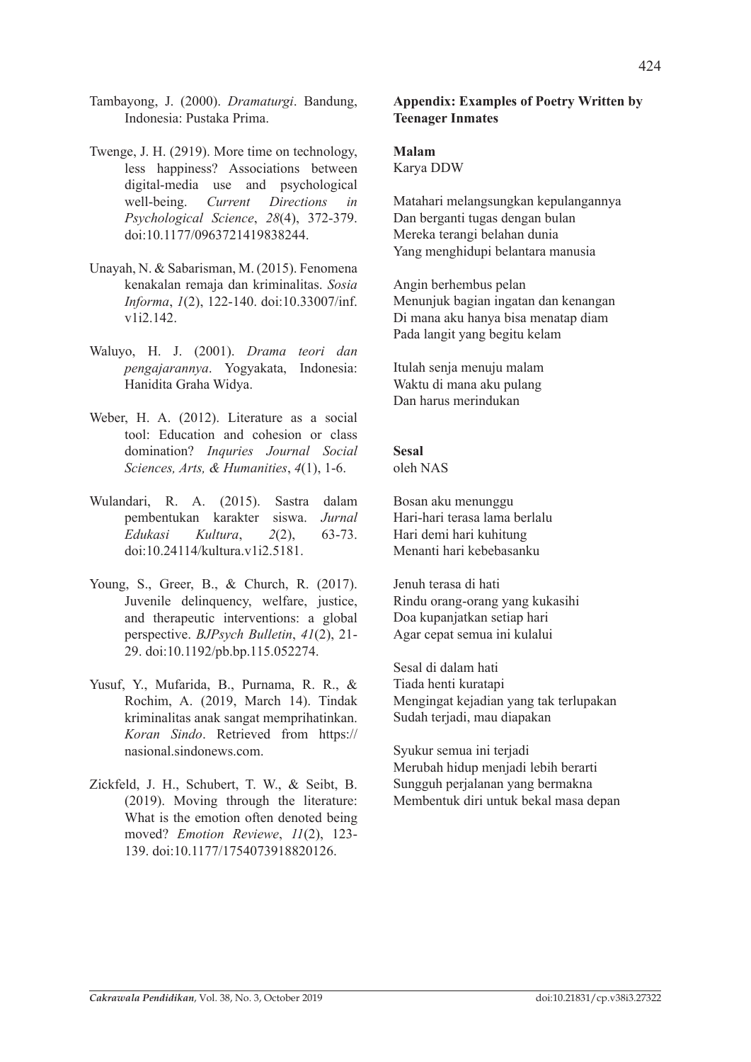Tambayong, J. (2000). *Dramaturgi*. Bandung, Indonesia: Pustaka Prima.

Twenge, J. H. (2919). More time on technology, less happiness? Associations between digital-media use and psychological well-being. *Current Directions in Psychological Science*, *28*(4), 372-379. doi:10.1177/0963721419838244.

Unayah, N. & Sabarisman, M. (2015). Fenomena kenakalan remaja dan kriminalitas. *Sosia Informa*, *1*(2), 122-140. doi:10.33007/inf.v1i2.142.

Waluyo, H. J. (2001). *Drama teori dan pengajarannya*. Yogyakata, Indonesia: Hanidita Graha Widya.

Weber, H. A. (2012). Literature as a social tool: Education and cohesion or class domination? *Inquries Journal Social Sciences, Arts, & Humanities*, *4*(1), 1-6.

Wulandari, R. A. (2015). Sastra dalam pembentukan karakter siswa. *Jurnal Edukasi Kultura*, *2*(2), 63-73. doi:10.24114/kultura.v1i2.5181.

Young, S., Greer, B., & Church, R. (2017). Juvenile delinquency, welfare, justice, and therapeutic interventions: a global perspective. *BJPsych Bulletin*, *41*(2), 21-29. doi:10.1192/pb.bp.115.052274.

Yusuf, Y., Mufarida, B., Purnama, R. R., & Rochim, A. (2019, March 14). Tindak kriminalitas anak sangat memprihatinkan. *Koran Sindo*. Retrieved from https://nasional.sindonews.com.

Zickfeld, J. H., Schubert, T. W., & Seibt, B. (2019). Moving through the literature: What is the emotion often denoted being moved? *Emotion Reviewe*, *11*(2), 123-139. doi:10.1177/1754073918820126.

## Appendix: Examples of Poetry Written by Teenager Inmates

**Malam**
Karya DDW

Matahari melangsungkan kepulangannya
Dan berganti tugas dengan bulan
Mereka terangi belahan dunia
Yang menghidupi belantara manusia

Angin berhembus pelan
Menunjuk bagian ingatan dan kenangan
Di mana aku hanya bisa menatap diam
Pada langit yang begitu kelam

Itulah senja menuju malam
Waktu di mana aku pulang
Dan harus merindukan

**Sesal**
oleh NAS

Bosan aku menunggu
Hari-hari terasa lama berlalu
Hari demi hari kuhitung
Menanti hari kebebasanku

Jenuh terasa di hati
Rindu orang-orang yang kukasihi
Doa kupanjatkan setiap hari
Agar cepat semua ini kulalui

Sesal di dalam hati
Tiada henti kuratapi
Mengingat kejadian yang tak terlupakan
Sudah terjadi, mau diapakan

Syukur semua ini terjadi
Merubah hidup menjadi lebih berarti
Sungguh perjalanan yang bermakna
Membentuk diri untuk bekal masa depan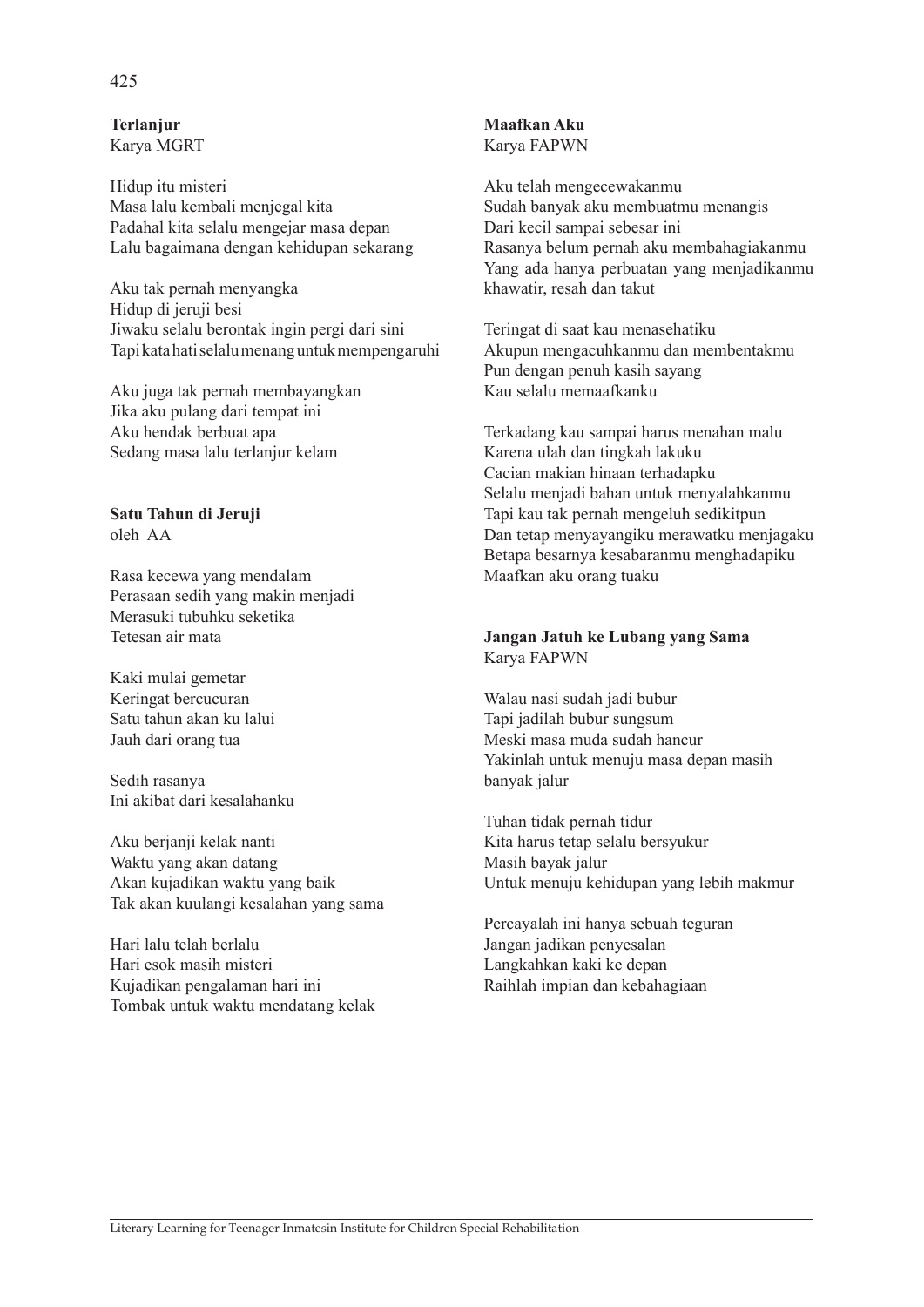**Terlanjur**
Karya MGRT

Hidup itu misteri
Masa lalu kembali menjegal kita
Padahal kita selalu mengejar masa depan
Lalu bagaimana dengan kehidupan sekarang

Aku tak pernah menyangka
Hidup di jeruji besi
Jiwaku selalu berontak ingin pergi dari sini
Tapi kata hati selalu menang untuk mempengaruhi

Aku juga tak pernah membayangkan
Jika aku pulang dari tempat ini
Aku hendak berbuat apa
Sedang masa lalu terlanjur kelam

**Satu Tahun di Jeruji**
oleh AA

Rasa kecewa yang mendalam
Perasaan sedih yang makin menjadi
Merasuki tubuhku seketika
Tetesan air mata

Kaki mulai gemetar
Keringat bercucuran
Satu tahun akan ku lalui
Jauh dari orang tua

Sedih rasanya
Ini akibat dari kesalahanku

Aku berjanji kelak nanti
Waktu yang akan datang
Akan kujadikan waktu yang baik
Tak akan kuulangi kesalahan yang sama

Hari lalu telah berlalu
Hari esok masih misteri
Kujadikan pengalaman hari ini
Tombak untuk waktu mendatang kelak

**Maafkan Aku**
Karya FAPWN

Aku telah mengecewakanmu
Sudah banyak aku membuatmu menangis
Dari kecil sampai sebesar ini
Rasanya belum pernah aku membahagiakanmu
Yang ada hanya perbuatan yang menjadikanmu khawatir, resah dan takut

Teringat di saat kau menasehatiku
Akupun mengacuhkanmu dan membentakmu
Pun dengan penuh kasih sayang
Kau selalu memaafkanku

Terkadang kau sampai harus menahan malu
Karena ulah dan tingkah lakuku
Cacian makian hinaan terhadapku
Selalu menjadi bahan untuk menyalahkanmu
Tapi kau tak pernah mengeluh sedikitpun
Dan tetap menyayangiku merawatku menjagaku
Betapa besarnya kesabaranmu menghadapiku
Maafkan aku orang tuaku

**Jangan Jatuh ke Lubang yang Sama**
Karya FAPWN

Walau nasi sudah jadi bubur
Tapi jadilah bubur sungsum
Meski masa muda sudah hancur
Yakinlah untuk menuju masa depan masih banyak jalur

Tuhan tidak pernah tidur
Kita harus tetap selalu bersyukur
Masih bayak jalur
Untuk menuju kehidupan yang lebih makmur

Percayalah ini hanya sebuah teguran
Jangan jadikan penyesalan
Langkahkan kaki ke depan
Raihlah impian dan kebahagiaan